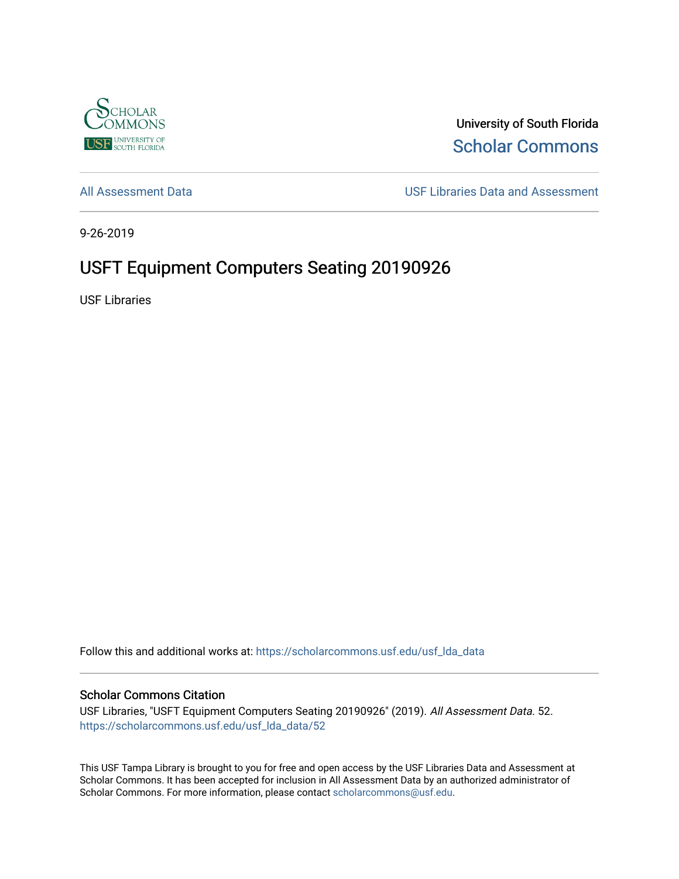University of South Florida

Scholar Commons

All Assessment Data

USF Libraries Data and Assessment

9-26-2019

# USFT Equipment Computers Seating 20190926

USF Libraries

Follow this and additional works at: https://scholarcommons.usf.edu/usf_lda_data

## Scholar Commons Citation

USF Libraries, "USFT Equipment Computers Seating 20190926" (2019). *All Assessment Data*. 52.
https://scholarcommons.usf.edu/usf_lda_data/52

This USF Tampa Library is brought to you for free and open access by the USF Libraries Data and Assessment at Scholar Commons. It has been accepted for inclusion in All Assessment Data by an authorized administrator of Scholar Commons. For more information, please contact scholarcommons@usf.edu.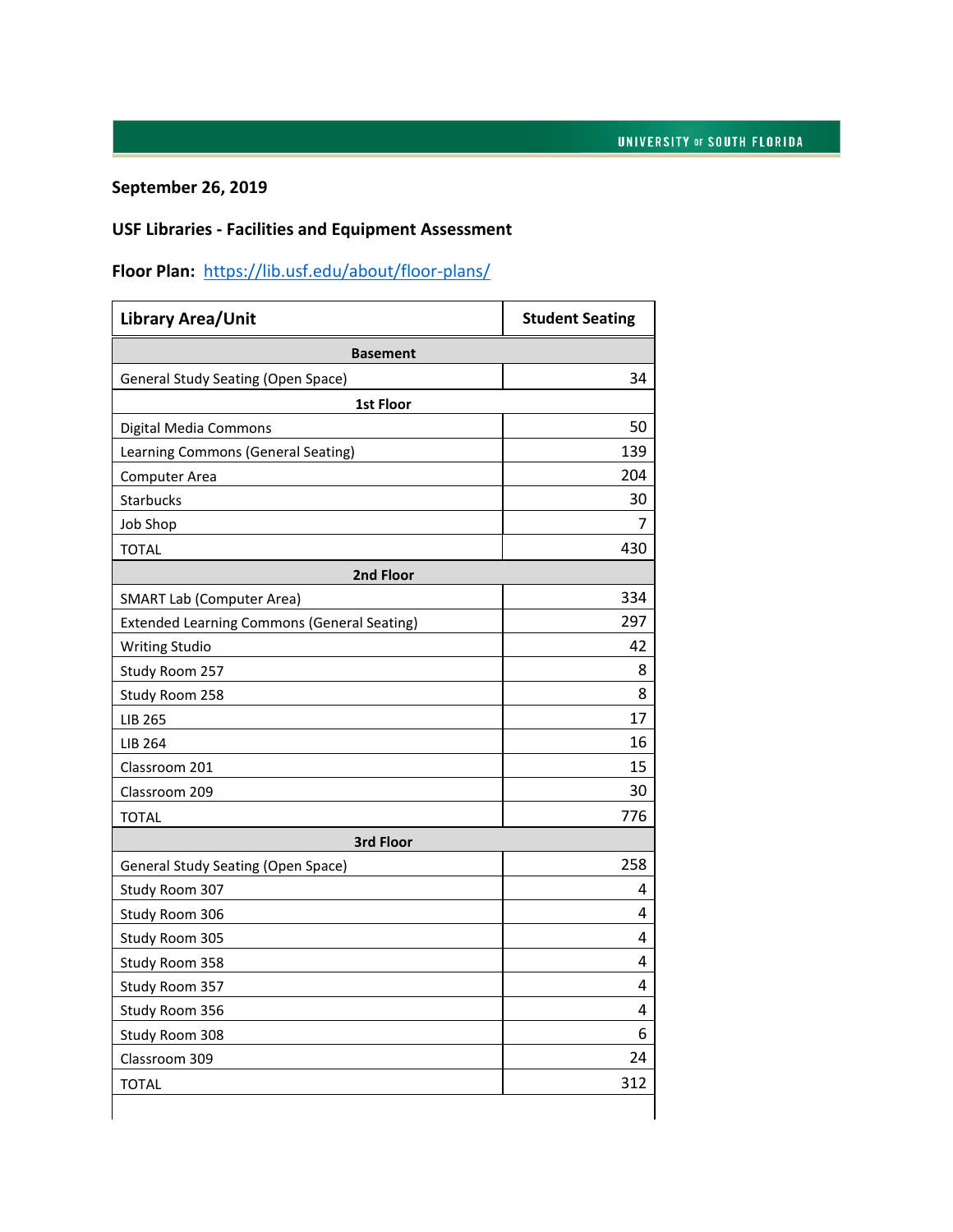**September 26, 2019**

**USF Libraries - Facilities and Equipment Assessment**

**Floor Plan:** https://lib.usf.edu/about/floor-plans/

| Library Area/Unit | Student Seating |
|---|---|
| **Basement** | |
| General Study Seating (Open Space) | 34 |
| **1st Floor** | |
| Digital Media Commons | 50 |
| Learning Commons (General Seating) | 139 |
| Computer Area | 204 |
| Starbucks | 30 |
| Job Shop | 7 |
| TOTAL | 430 |
| **2nd Floor** | |
| SMART Lab (Computer Area) | 334 |
| Extended Learning Commons (General Seating) | 297 |
| Writing Studio | 42 |
| Study Room 257 | 8 |
| Study Room 258 | 8 |
| LIB 265 | 17 |
| LIB 264 | 16 |
| Classroom 201 | 15 |
| Classroom 209 | 30 |
| TOTAL | 776 |
| **3rd Floor** | |
| General Study Seating (Open Space) | 258 |
| Study Room 307 | 4 |
| Study Room 306 | 4 |
| Study Room 305 | 4 |
| Study Room 358 | 4 |
| Study Room 357 | 4 |
| Study Room 356 | 4 |
| Study Room 308 | 6 |
| Classroom 309 | 24 |
| TOTAL | 312 |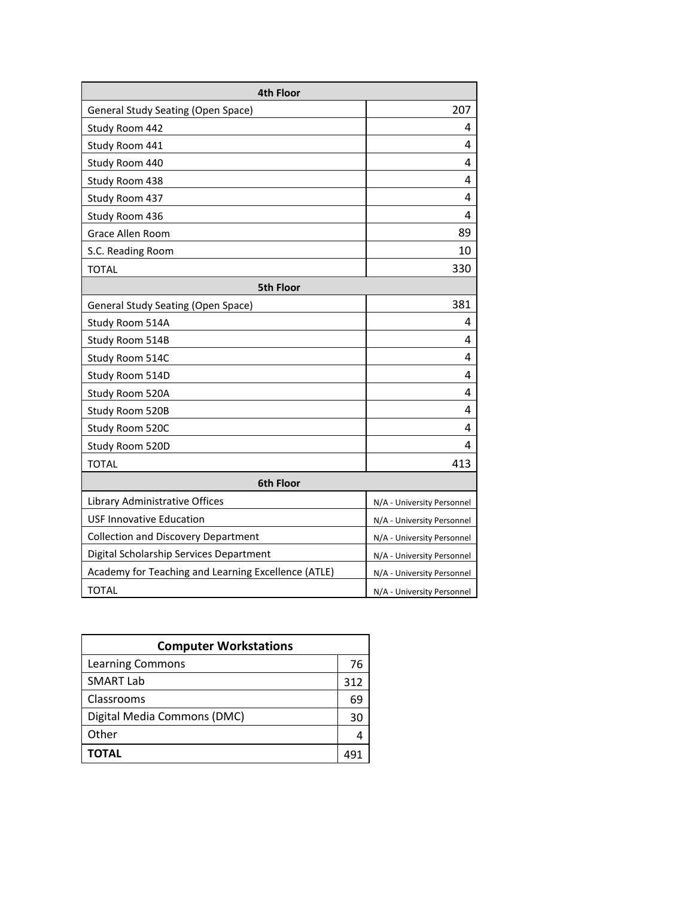| 4th Floor | |
|---|---|
| General Study Seating (Open Space) | 207 |
| Study Room 442 | 4 |
| Study Room 441 | 4 |
| Study Room 440 | 4 |
| Study Room 438 | 4 |
| Study Room 437 | 4 |
| Study Room 436 | 4 |
| Grace Allen Room | 89 |
| S.C. Reading Room | 10 |
| TOTAL | 330 |
| **5th Floor** | |
| General Study Seating (Open Space) | 381 |
| Study Room 514A | 4 |
| Study Room 514B | 4 |
| Study Room 514C | 4 |
| Study Room 514D | 4 |
| Study Room 520A | 4 |
| Study Room 520B | 4 |
| Study Room 520C | 4 |
| Study Room 520D | 4 |
| TOTAL | 413 |
| **6th Floor** | |
| Library Administrative Offices | N/A - University Personnel |
| USF Innovative Education | N/A - University Personnel |
| Collection and Discovery Department | N/A - University Personnel |
| Digital Scholarship Services Department | N/A - University Personnel |
| Academy for Teaching and Learning Excellence (ATLE) | N/A - University Personnel |
| TOTAL | N/A - University Personnel |

| Computer Workstations | |
|---|---|
| Learning Commons | 76 |
| SMART Lab | 312 |
| Classrooms | 69 |
| Digital Media Commons (DMC) | 30 |
| Other | 4 |
| **TOTAL** | 491 |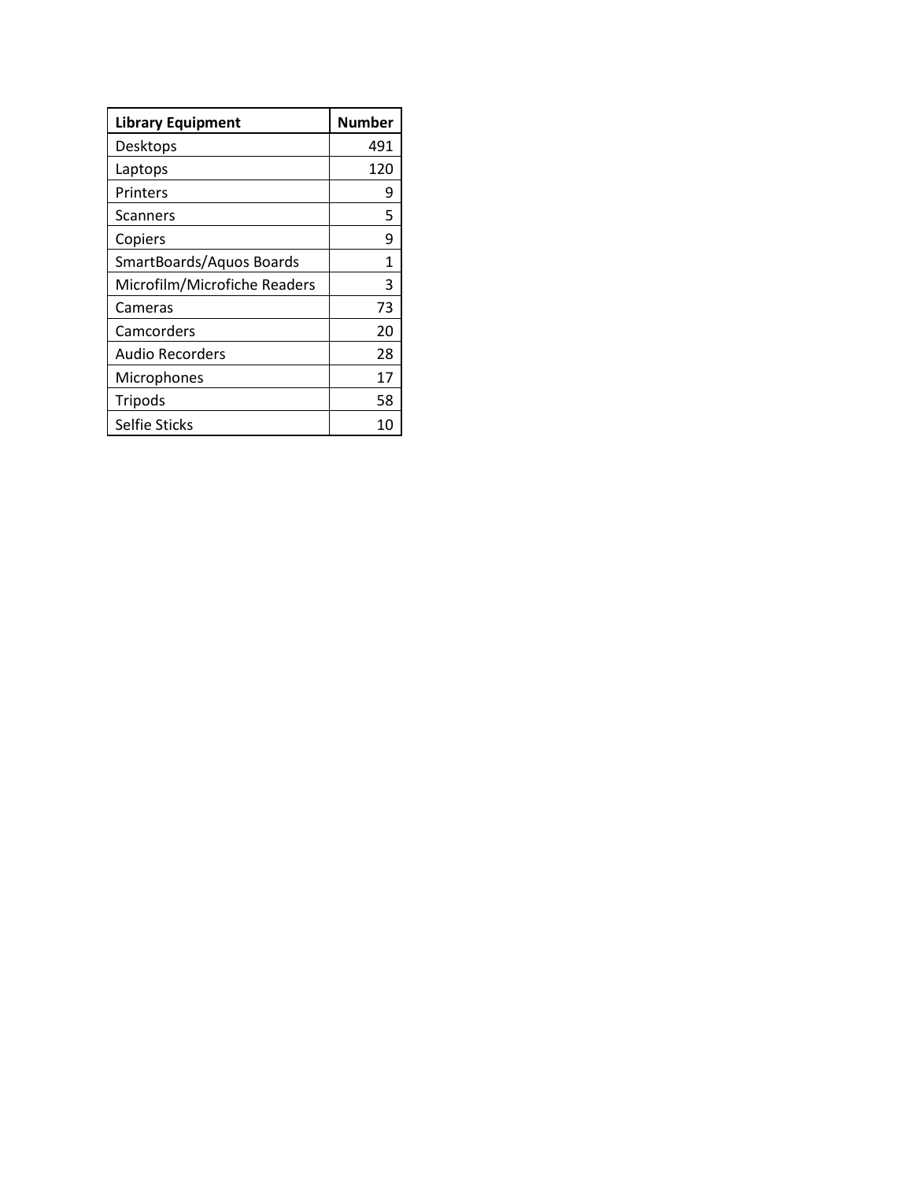| Library Equipment | Number |
|---|---|
| Desktops | 491 |
| Laptops | 120 |
| Printers | 9 |
| Scanners | 5 |
| Copiers | 9 |
| SmartBoards/Aquos Boards | 1 |
| Microfilm/Microfiche Readers | 3 |
| Cameras | 73 |
| Camcorders | 20 |
| Audio Recorders | 28 |
| Microphones | 17 |
| Tripods | 58 |
| Selfie Sticks | 10 |